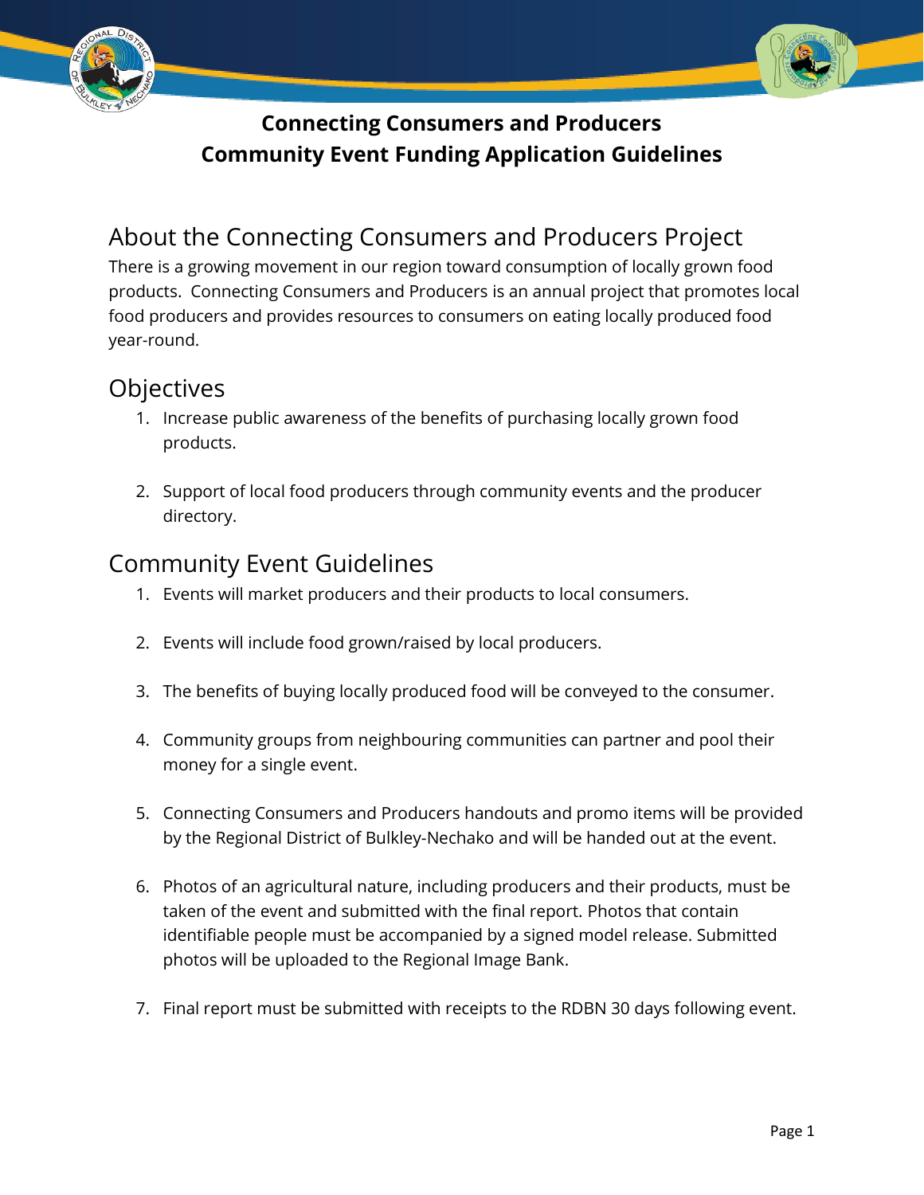# Connecting Consumers and Producers
# Community Event Funding Application Guidelines

## About the Connecting Consumers and Producers Project

There is a growing movement in our region toward consumption of locally grown food products. Connecting Consumers and Producers is an annual project that promotes local food producers and provides resources to consumers on eating locally produced food year-round.

## Objectives

1. Increase public awareness of the benefits of purchasing locally grown food products.
2. Support of local food producers through community events and the producer directory.

## Community Event Guidelines

1. Events will market producers and their products to local consumers.
2. Events will include food grown/raised by local producers.
3. The benefits of buying locally produced food will be conveyed to the consumer.
4. Community groups from neighbouring communities can partner and pool their money for a single event.
5. Connecting Consumers and Producers handouts and promo items will be provided by the Regional District of Bulkley-Nechako and will be handed out at the event.
6. Photos of an agricultural nature, including producers and their products, must be taken of the event and submitted with the final report. Photos that contain identifiable people must be accompanied by a signed model release. Submitted photos will be uploaded to the Regional Image Bank.
7. Final report must be submitted with receipts to the RDBN 30 days following event.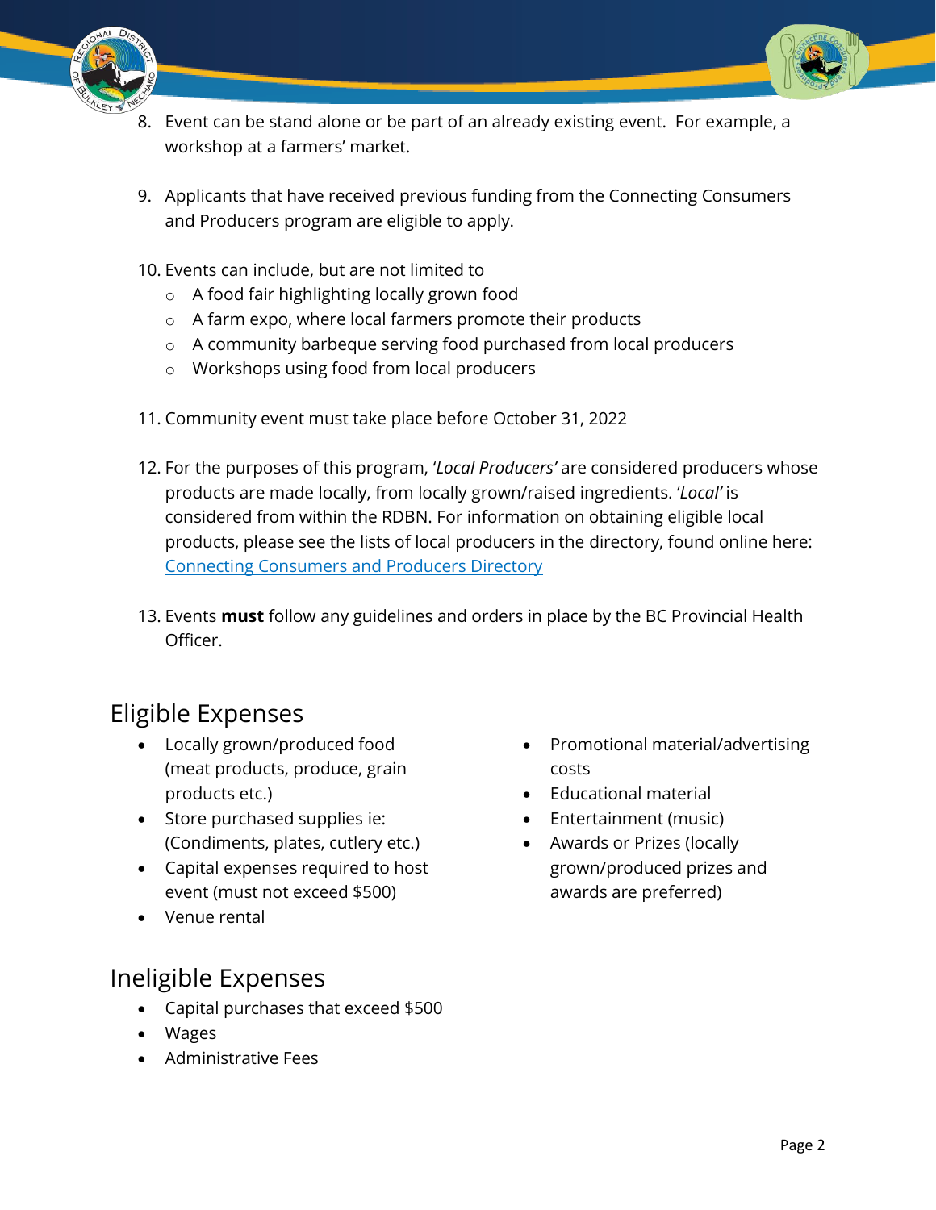8. Event can be stand alone or be part of an already existing event. For example, a workshop at a farmers' market.

9. Applicants that have received previous funding from the Connecting Consumers and Producers program are eligible to apply.

10. Events can include, but are not limited to
    - A food fair highlighting locally grown food
    - A farm expo, where local farmers promote their products
    - A community barbeque serving food purchased from local producers
    - Workshops using food from local producers

11. Community event must take place before October 31, 2022

12. For the purposes of this program, '*Local Producers'* are considered producers whose products are made locally, from locally grown/raised ingredients. '*Local'* is considered from within the RDBN. For information on obtaining eligible local products, please see the lists of local producers in the directory, found online here: [Connecting Consumers and Producers Directory]()

13. Events **must** follow any guidelines and orders in place by the BC Provincial Health Officer.

## Eligible Expenses

- Locally grown/produced food (meat products, produce, grain products etc.)
- Store purchased supplies ie: (Condiments, plates, cutlery etc.)
- Capital expenses required to host event (must not exceed $500)
- Venue rental
- Promotional material/advertising costs
- Educational material
- Entertainment (music)
- Awards or Prizes (locally grown/produced prizes and awards are preferred)

## Ineligible Expenses

- Capital purchases that exceed $500
- Wages
- Administrative Fees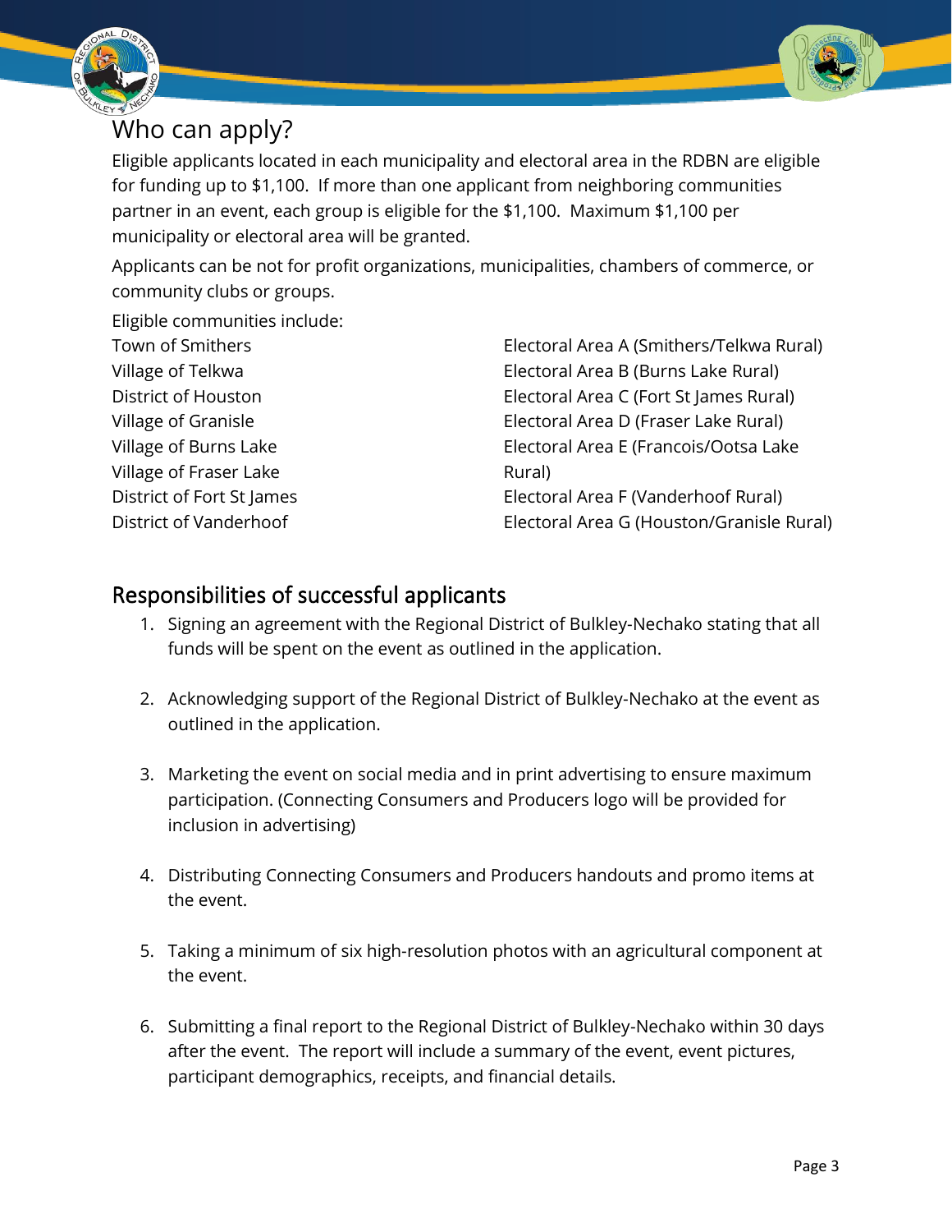## Who can apply?

Eligible applicants located in each municipality and electoral area in the RDBN are eligible for funding up to $1,100. If more than one applicant from neighboring communities partner in an event, each group is eligible for the $1,100. Maximum $1,100 per municipality or electoral area will be granted.

Applicants can be not for profit organizations, municipalities, chambers of commerce, or community clubs or groups.

Eligible communities include:

Town of Smithers
Village of Telkwa
District of Houston
Village of Granisle
Village of Burns Lake
Village of Fraser Lake
District of Fort St James
District of Vanderhoof

Electoral Area A (Smithers/Telkwa Rural)
Electoral Area B (Burns Lake Rural)
Electoral Area C (Fort St James Rural)
Electoral Area D (Fraser Lake Rural)
Electoral Area E (Francois/Ootsa Lake Rural)
Electoral Area F (Vanderhoof Rural)
Electoral Area G (Houston/Granisle Rural)

## Responsibilities of successful applicants

1. Signing an agreement with the Regional District of Bulkley-Nechako stating that all funds will be spent on the event as outlined in the application.

2. Acknowledging support of the Regional District of Bulkley-Nechako at the event as outlined in the application.

3. Marketing the event on social media and in print advertising to ensure maximum participation. (Connecting Consumers and Producers logo will be provided for inclusion in advertising)

4. Distributing Connecting Consumers and Producers handouts and promo items at the event.

5. Taking a minimum of six high-resolution photos with an agricultural component at the event.

6. Submitting a final report to the Regional District of Bulkley-Nechako within 30 days after the event. The report will include a summary of the event, event pictures, participant demographics, receipts, and financial details.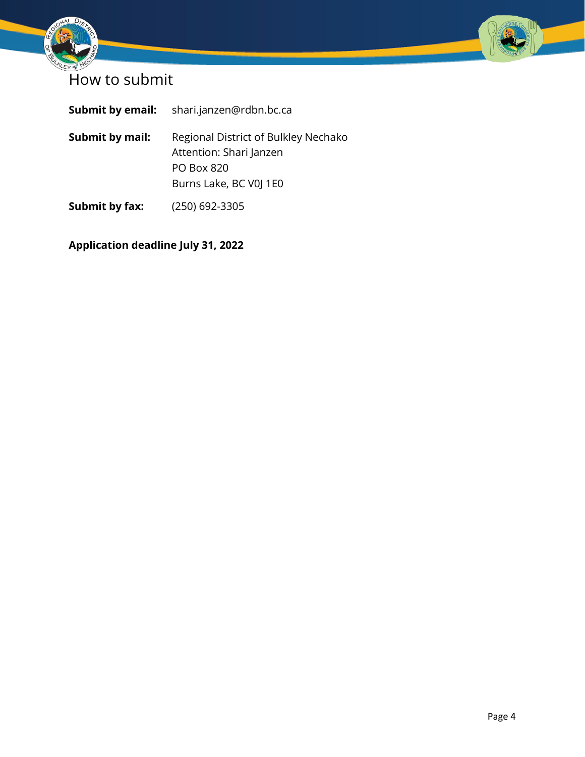# How to submit

**Submit by email:** shari.janzen@rdbn.bc.ca

**Submit by mail:** Regional District of Bulkley Nechako
Attention: Shari Janzen
PO Box 820
Burns Lake, BC V0J 1E0

**Submit by fax:** (250) 692-3305

**Application deadline July 31, 2022**